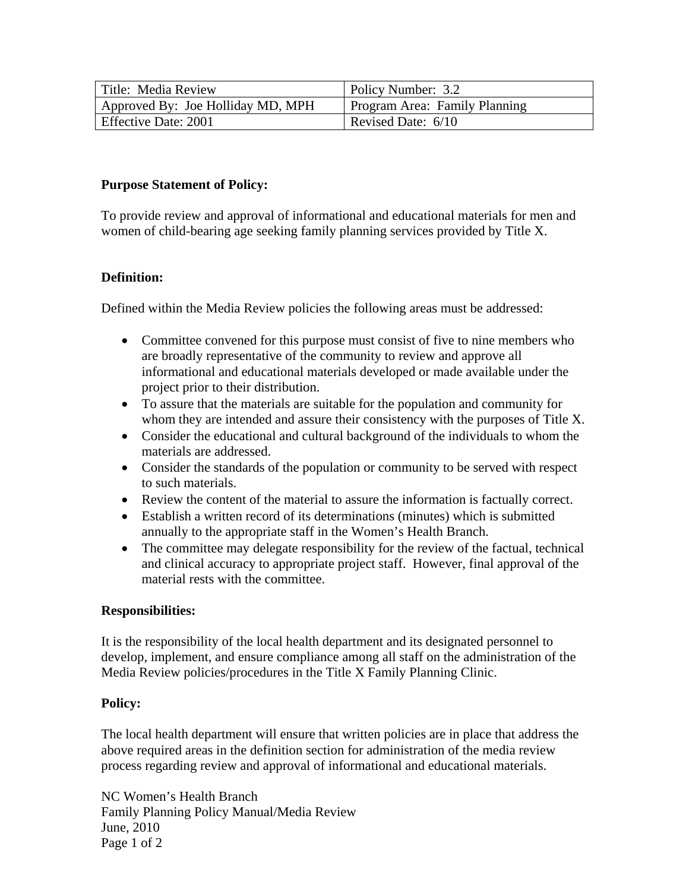| Title: Media Review | Policy Number: 3.2 |
|---|---|
| Approved By: Joe Holliday MD, MPH | Program Area: Family Planning |
| Effective Date: 2001 | Revised Date: 6/10 |

**Purpose Statement of Policy:**

To provide review and approval of informational and educational materials for men and women of child-bearing age seeking family planning services provided by Title X.

**Definition:**

Defined within the Media Review policies the following areas must be addressed:

- Committee convened for this purpose must consist of five to nine members who are broadly representative of the community to review and approve all informational and educational materials developed or made available under the project prior to their distribution.
- To assure that the materials are suitable for the population and community for whom they are intended and assure their consistency with the purposes of Title X.
- Consider the educational and cultural background of the individuals to whom the materials are addressed.
- Consider the standards of the population or community to be served with respect to such materials.
- Review the content of the material to assure the information is factually correct.
- Establish a written record of its determinations (minutes) which is submitted annually to the appropriate staff in the Women's Health Branch.
- The committee may delegate responsibility for the review of the factual, technical and clinical accuracy to appropriate project staff. However, final approval of the material rests with the committee.

**Responsibilities:**

It is the responsibility of the local health department and its designated personnel to develop, implement, and ensure compliance among all staff on the administration of the Media Review policies/procedures in the Title X Family Planning Clinic.

**Policy:**

The local health department will ensure that written policies are in place that address the above required areas in the definition section for administration of the media review process regarding review and approval of informational and educational materials.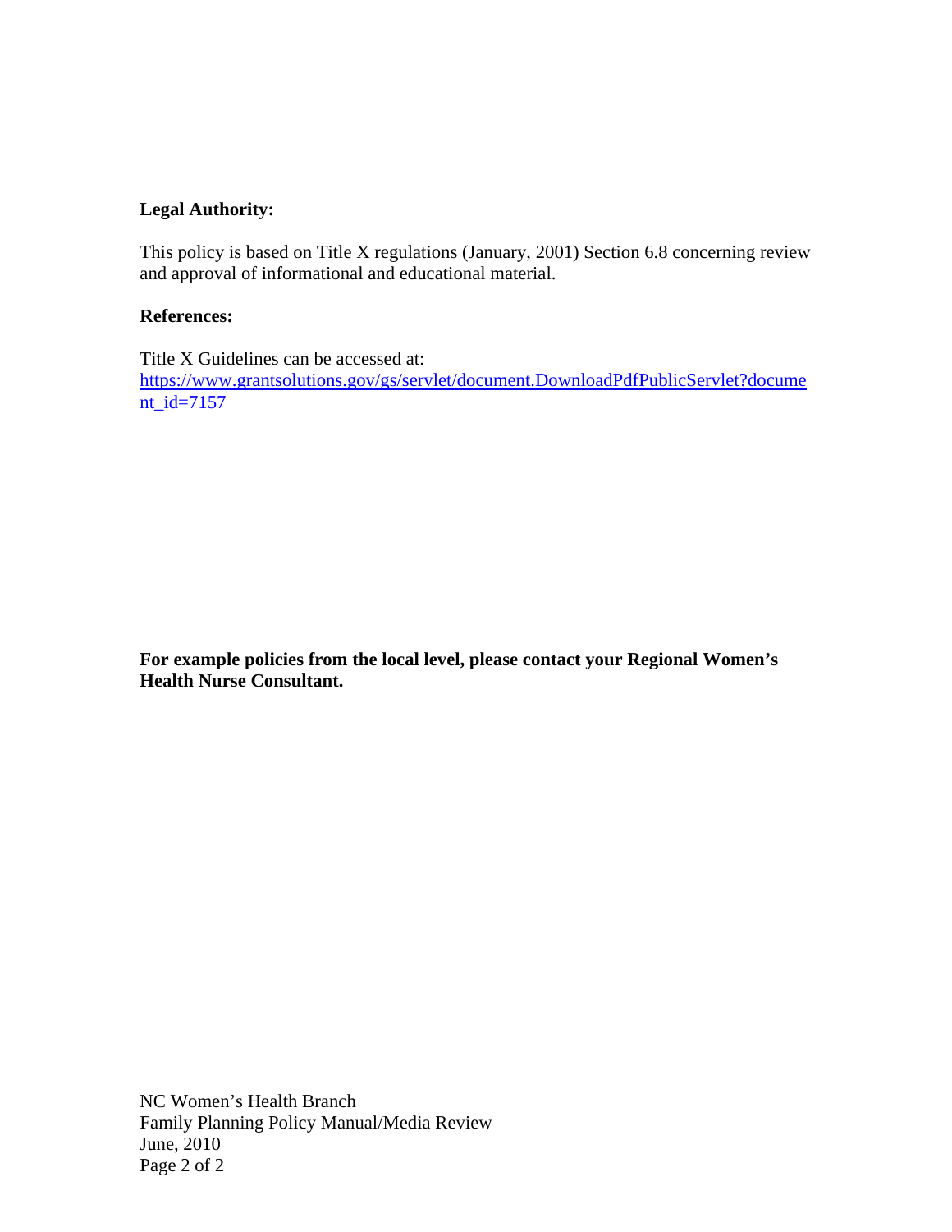**Legal Authority:**

This policy is based on Title X regulations (January, 2001) Section 6.8 concerning review and approval of informational and educational material.

**References:**

Title X Guidelines can be accessed at:
https://www.grantsolutions.gov/gs/servlet/document.DownloadPdfPublicServlet?document_id=7157

**For example policies from the local level, please contact your Regional Women's Health Nurse Consultant.**